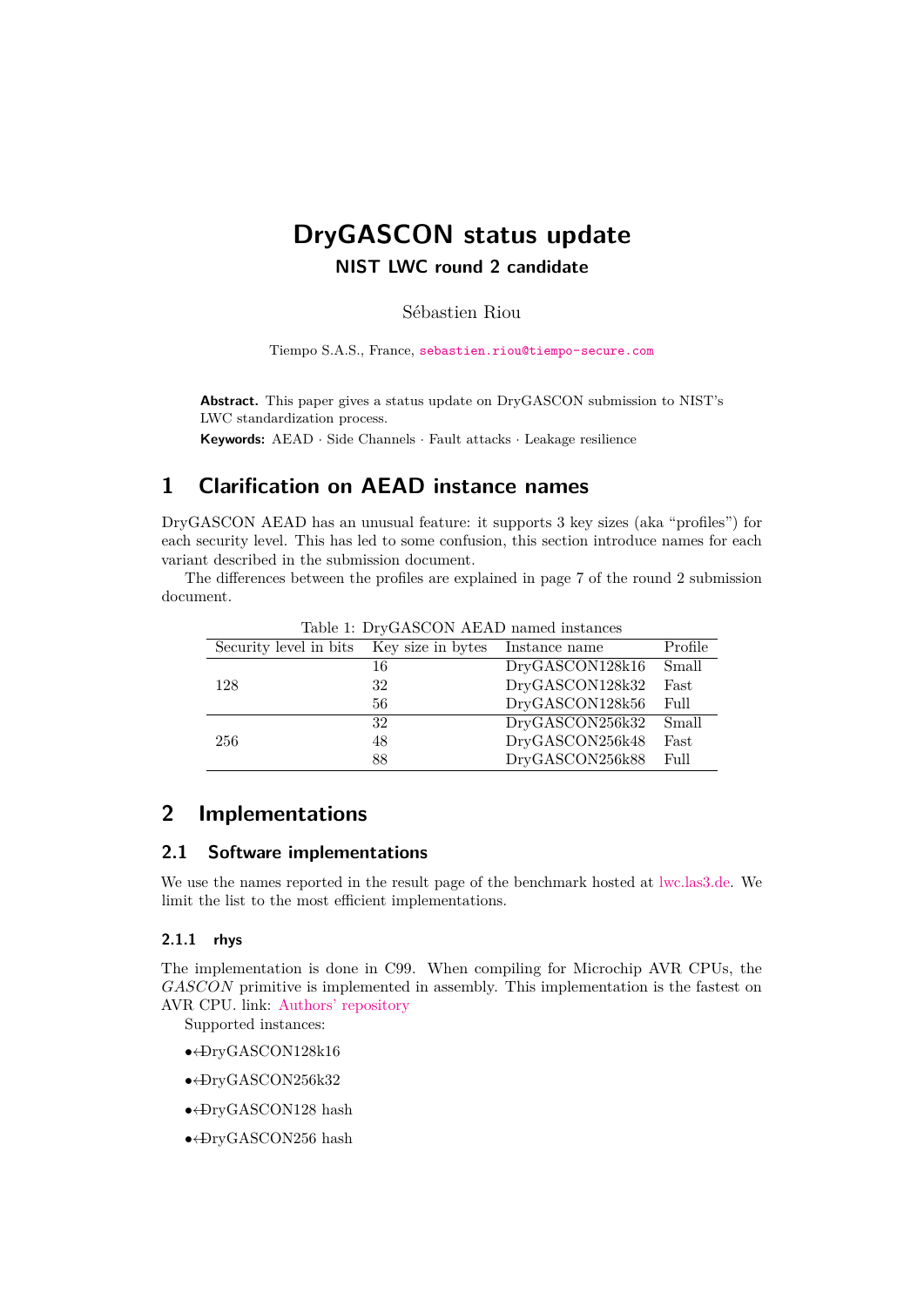# DryGASCON status update

## NIST LWC round 2 candidate

Sébastien Riou

Tiempo S.A.S., France, sebastien.riou@tiempo-secure.com

**Abstract.** This paper gives a status update on DryGASCON submission to NIST's LWC standardization process.

**Keywords:** AEAD · Side Channels · Fault attacks · Leakage resilience

## 1 Clarification on AEAD instance names

DryGASCON AEAD has an unusual feature: it supports 3 key sizes (aka "profiles") for each security level. This has led to some confusion, this section introduce names for each variant described in the submission document.

The differences between the profiles are explained in page 7 of the round 2 submission document.

Table 1: DryGASCON AEAD named instances

| Security level in bits | Key size in bytes | Instance name | Profile |
|---|---|---|---|
| 128 | 16 | DryGASCON128k16 | Small |
| | 32 | DryGASCON128k32 | Fast |
| | 56 | DryGASCON128k56 | Full |
| 256 | 32 | DryGASCON256k32 | Small |
| | 48 | DryGASCON256k48 | Fast |
| | 88 | DryGASCON256k88 | Full |

## 2 Implementations

### 2.1 Software implementations

We use the names reported in the result page of the benchmark hosted at lwc.las3.de. We limit the list to the most efficient implementations.

#### 2.1.1 rhys

The implementation is done in C99. When compiling for Microchip AVR CPUs, the *GASCON* primitive is implemented in assembly. This implementation is the fastest on AVR CPU. link: Authors' repository

Supported instances:

- DryGASCON128k16
- DryGASCON256k32
- DryGASCON128 hash
- DryGASCON256 hash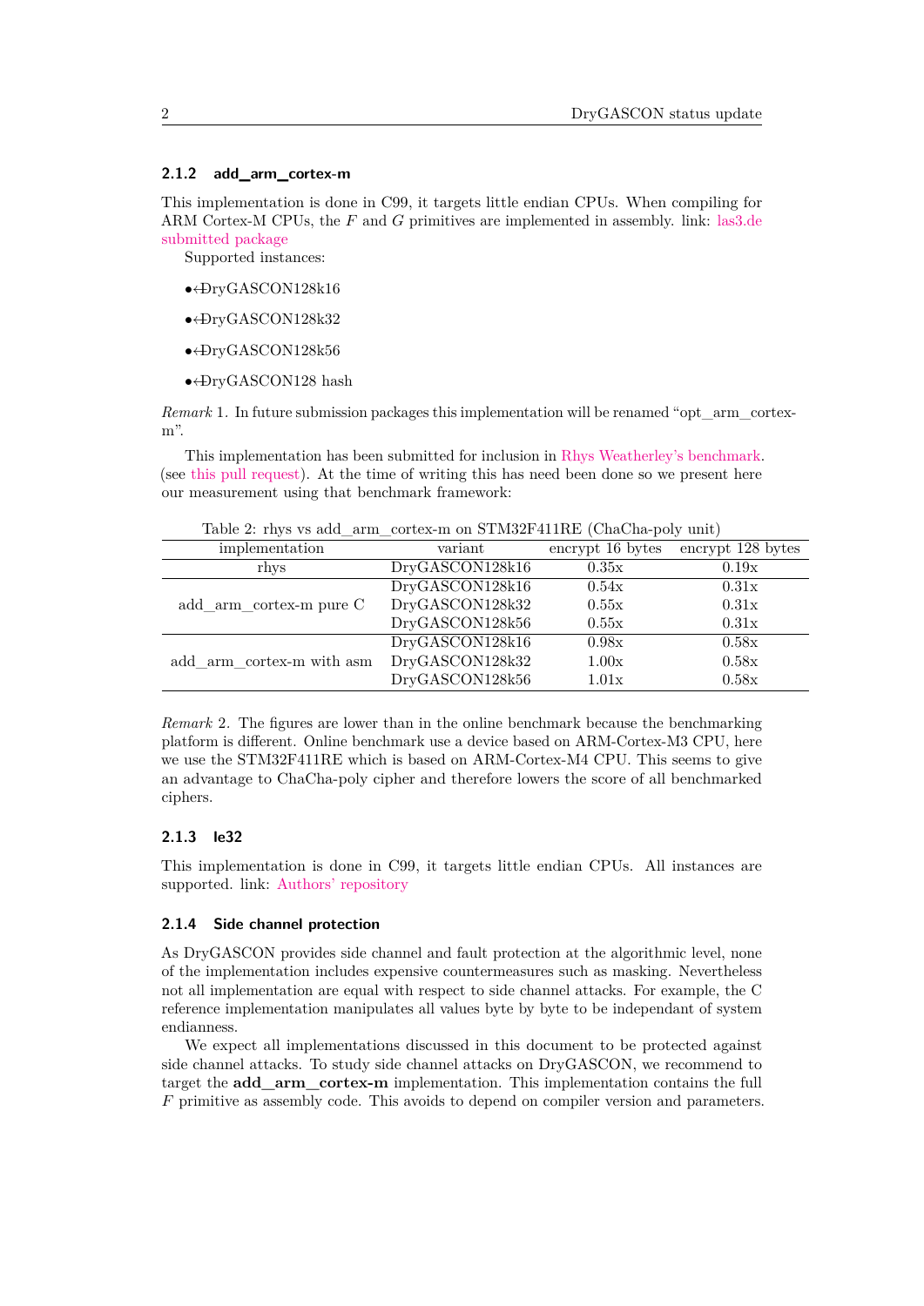### 2.1.2 add_arm_cortex-m

This implementation is done in C99, it targets little endian CPUs. When compiling for ARM Cortex-M CPUs, the $F$ and $G$ primitives are implemented in assembly. link: las3.de submitted package

Supported instances:

- DryGASCON128k16
- DryGASCON128k32
- DryGASCON128k56
- DryGASCON128 hash

*Remark* 1. In future submission packages this implementation will be renamed "opt_arm_cortex-m".

This implementation has been submitted for inclusion in Rhys Weatherley's benchmark. (see this pull request). At the time of writing this has need been done so we present here our measurement using that benchmark framework:

Table 2: rhys vs add_arm_cortex-m on STM32F411RE (ChaCha-poly unit)

| implementation | variant | encrypt 16 bytes | encrypt 128 bytes |
|---|---|---|---|
| rhys | DryGASCON128k16 | 0.35x | 0.19x |
| add_arm_cortex-m pure C | DryGASCON128k16 | 0.54x | 0.31x |
| | DryGASCON128k32 | 0.55x | 0.31x |
| | DryGASCON128k56 | 0.55x | 0.31x |
| add_arm_cortex-m with asm | DryGASCON128k16 | 0.98x | 0.58x |
| | DryGASCON128k32 | 1.00x | 0.58x |
| | DryGASCON128k56 | 1.01x | 0.58x |

*Remark* 2. The figures are lower than in the online benchmark because the benchmarking platform is different. Online benchmark use a device based on ARM-Cortex-M3 CPU, here we use the STM32F411RE which is based on ARM-Cortex-M4 CPU. This seems to give an advantage to ChaCha-poly cipher and therefore lowers the score of all benchmarked ciphers.

### 2.1.3 le32

This implementation is done in C99, it targets little endian CPUs. All instances are supported. link: Authors' repository

### 2.1.4 Side channel protection

As DryGASCON provides side channel and fault protection at the algorithmic level, none of the implementation includes expensive countermeasures such as masking. Nevertheless not all implementation are equal with respect to side channel attacks. For example, the C reference implementation manipulates all values byte by byte to be independant of system endianness.

We expect all implementations discussed in this document to be protected against side channel attacks. To study side channel attacks on DryGASCON, we recommend to target the **add_arm_cortex-m** implementation. This implementation contains the full $F$ primitive as assembly code. This avoids to depend on compiler version and parameters.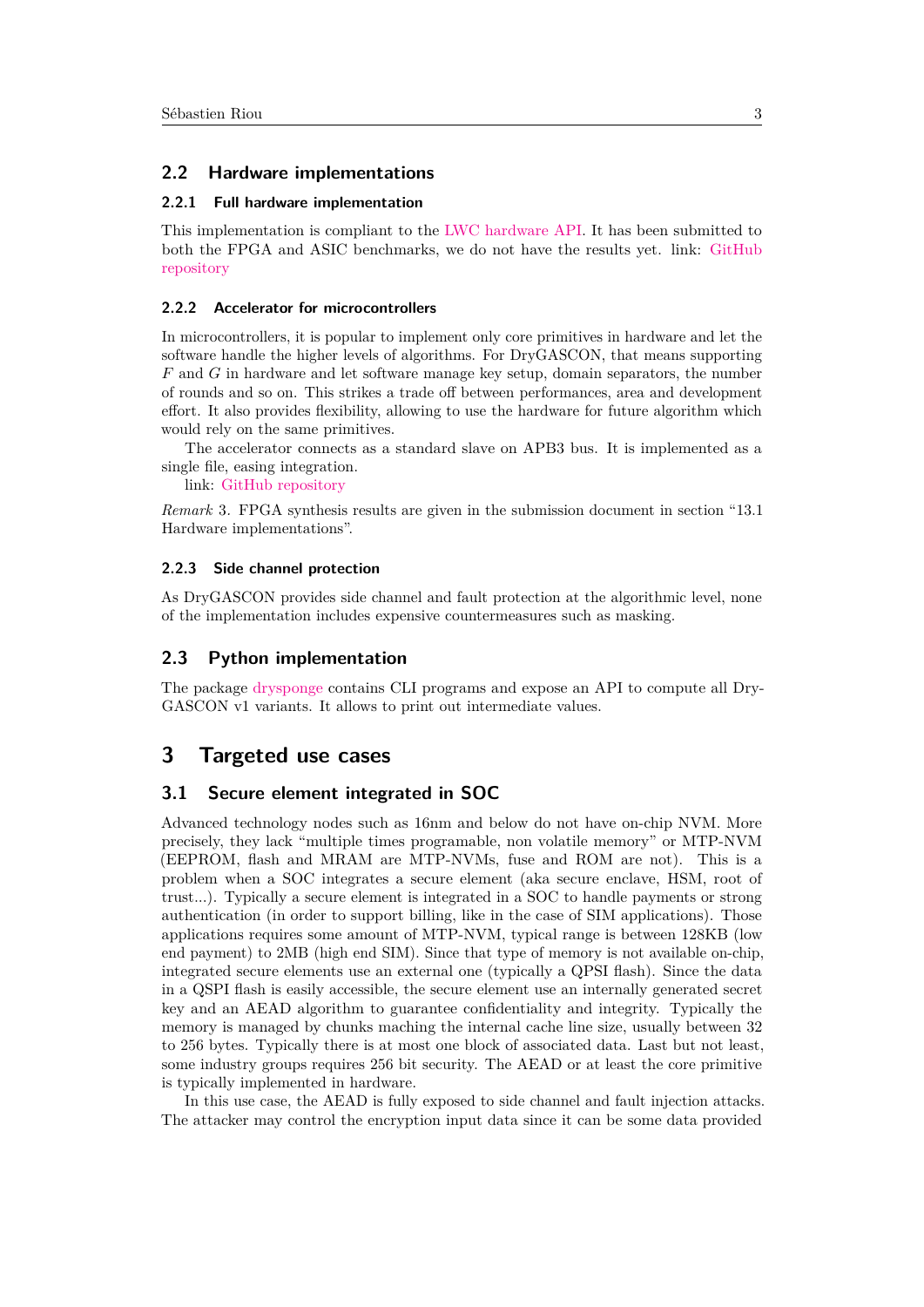## 2.2 Hardware implementations

### 2.2.1 Full hardware implementation

This implementation is compliant to the LWC hardware API. It has been submitted to both the FPGA and ASIC benchmarks, we do not have the results yet. link: GitHub repository

### 2.2.2 Accelerator for microcontrollers

In microcontrollers, it is popular to implement only core primitives in hardware and let the software handle the higher levels of algorithms. For DryGASCON, that means supporting $F$ and $G$ in hardware and let software manage key setup, domain separators, the number of rounds and so on. This strikes a trade off between performances, area and development effort. It also provides flexibility, allowing to use the hardware for future algorithm which would rely on the same primitives.

The accelerator connects as a standard slave on APB3 bus. It is implemented as a single file, easing integration.

link: GitHub repository

*Remark* 3. FPGA synthesis results are given in the submission document in section “13.1 Hardware implementations”.

### 2.2.3 Side channel protection

As DryGASCON provides side channel and fault protection at the algorithmic level, none of the implementation includes expensive countermeasures such as masking.

## 2.3 Python implementation

The package drysponge contains CLI programs and expose an API to compute all DryGASCON v1 variants. It allows to print out intermediate values.

# 3 Targeted use cases

## 3.1 Secure element integrated in SOC

Advanced technology nodes such as 16nm and below do not have on-chip NVM. More precisely, they lack “multiple times programable, non volatile memory” or MTP-NVM (EEPROM, flash and MRAM are MTP-NVMs, fuse and ROM are not). This is a problem when a SOC integrates a secure element (aka secure enclave, HSM, root of trust...). Typically a secure element is integrated in a SOC to handle payments or strong authentication (in order to support billing, like in the case of SIM applications). Those applications requires some amount of MTP-NVM, typical range is between 128KB (low end payment) to 2MB (high end SIM). Since that type of memory is not available on-chip, integrated secure elements use an external one (typically a QPSI flash). Since the data in a QSPI flash is easily accessible, the secure element use an internally generated secret key and an AEAD algorithm to guarantee confidentiality and integrity. Typically the memory is managed by chunks maching the internal cache line size, usually between 32 to 256 bytes. Typically there is at most one block of associated data. Last but not least, some industry groups requires 256 bit security. The AEAD or at least the core primitive is typically implemented in hardware.

In this use case, the AEAD is fully exposed to side channel and fault injection attacks. The attacker may control the encryption input data since it can be some data provided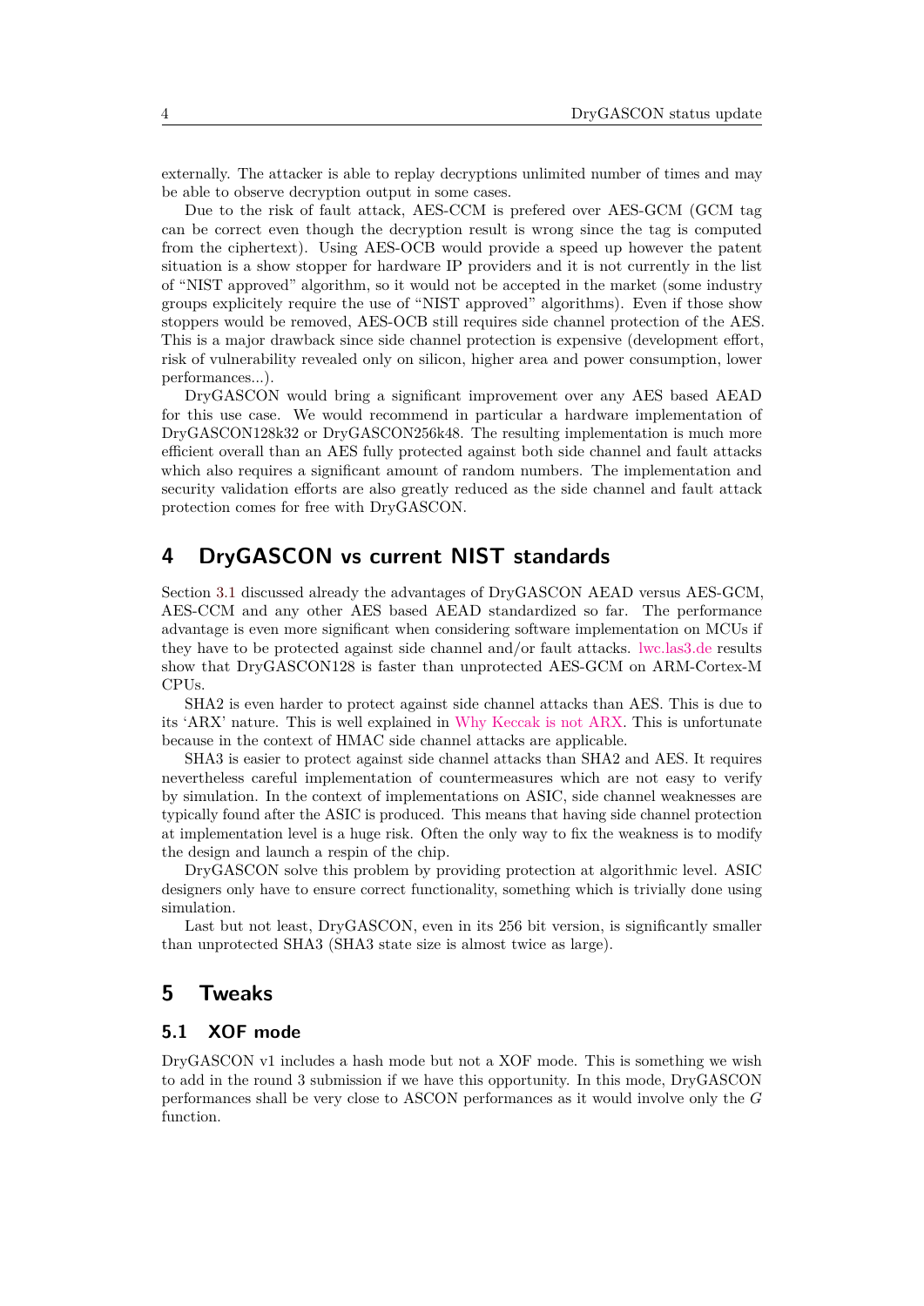externally. The attacker is able to replay decryptions unlimited number of times and may be able to observe decryption output in some cases.

Due to the risk of fault attack, AES-CCM is prefered over AES-GCM (GCM tag can be correct even though the decryption result is wrong since the tag is computed from the ciphertext). Using AES-OCB would provide a speed up however the patent situation is a show stopper for hardware IP providers and it is not currently in the list of "NIST approved" algorithm, so it would not be accepted in the market (some industry groups explicitely require the use of "NIST approved" algorithms). Even if those show stoppers would be removed, AES-OCB still requires side channel protection of the AES. This is a major drawback since side channel protection is expensive (development effort, risk of vulnerability revealed only on silicon, higher area and power consumption, lower performances...).

DryGASCON would bring a significant improvement over any AES based AEAD for this use case. We would recommend in particular a hardware implementation of DryGASCON128k32 or DryGASCON256k48. The resulting implementation is much more efficient overall than an AES fully protected against both side channel and fault attacks which also requires a significant amount of random numbers. The implementation and security validation efforts are also greatly reduced as the side channel and fault attack protection comes for free with DryGASCON.

## 4 DryGASCON vs current NIST standards

Section 3.1 discussed already the advantages of DryGASCON AEAD versus AES-GCM, AES-CCM and any other AES based AEAD standardized so far. The performance advantage is even more significant when considering software implementation on MCUs if they have to be protected against side channel and/or fault attacks. lwc.las3.de results show that DryGASCON128 is faster than unprotected AES-GCM on ARM-Cortex-M CPUs.

SHA2 is even harder to protect against side channel attacks than AES. This is due to its 'ARX' nature. This is well explained in Why Keccak is not ARX. This is unfortunate because in the context of HMAC side channel attacks are applicable.

SHA3 is easier to protect against side channel attacks than SHA2 and AES. It requires nevertheless careful implementation of countermeasures which are not easy to verify by simulation. In the context of implementations on ASIC, side channel weaknesses are typically found after the ASIC is produced. This means that having side channel protection at implementation level is a huge risk. Often the only way to fix the weakness is to modify the design and launch a respin of the chip.

DryGASCON solve this problem by providing protection at algorithmic level. ASIC designers only have to ensure correct functionality, something which is trivially done using simulation.

Last but not least, DryGASCON, even in its 256 bit version, is significantly smaller than unprotected SHA3 (SHA3 state size is almost twice as large).

## 5 Tweaks

### 5.1 XOF mode

DryGASCON v1 includes a hash mode but not a XOF mode. This is something we wish to add in the round 3 submission if we have this opportunity. In this mode, DryGASCON performances shall be very close to ASCON performances as it would involve only the $G$ function.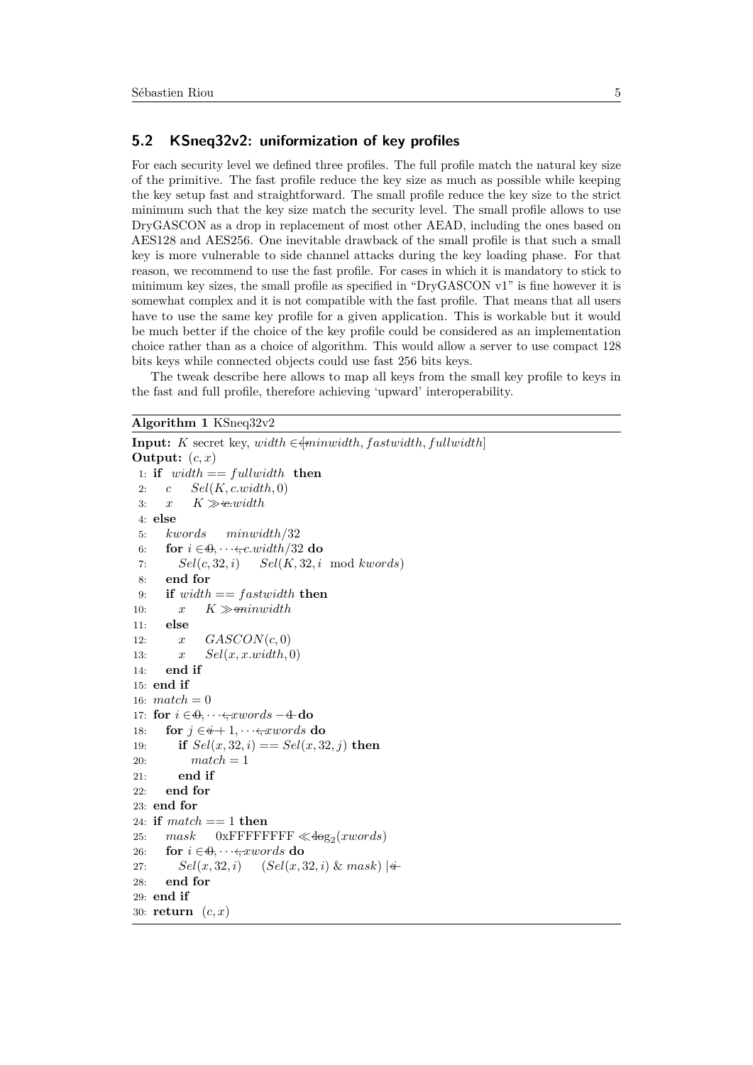## 5.2 KSneq32v2: uniformization of key profiles

For each security level we defined three profiles. The full profile match the natural key size of the primitive. The fast profile reduce the key size as much as possible while keeping the key setup fast and straightforward. The small profile reduce the key size to the strict minimum such that the key size match the security level. The small profile allows to use DryGASCON as a drop in replacement of most other AEAD, including the ones based on AES128 and AES256. One inevitable drawback of the small profile is that such a small key is more vulnerable to side channel attacks during the key loading phase. For that reason, we recommend to use the fast profile. For cases in which it is mandatory to stick to minimum key sizes, the small profile as specified in "DryGASCON v1" is fine however it is somewhat complex and it is not compatible with the fast profile. That means that all users have to use the same key profile for a given application. This is workable but it would be much better if the choice of the key profile could be considered as an implementation choice rather than as a choice of algorithm. This would allow a server to use compact 128 bits keys while connected objects could use fast 256 bits keys.

The tweak describe here allows to map all keys from the small key profile to keys in the fast and full profile, therefore achieving 'upward' interoperability.

**Algorithm 1** KSneq32v2

**Input:** $K$ secret key, $width \in [minwidth, fastwidth, fullwidth]$
**Output:** $(c, x)$

```
1: if width == fullwidth then
2:    c ← Sel(K, c.width, 0)
3:    x ← K ≫ c.width
4: else
5:    kwords ← minwidth/32
6:    for i ∈ 0, ···, c.width/32 do
7:       Sel(c, 32, i) ← Sel(K, 32, i mod kwords)
8:    end for
9:    if width == fastwidth then
10:      x ← K ≫ minwidth
11:   else
12:      x ← GASCON(c, 0)
13:      x ← Sel(x, x.width, 0)
14:   end if
15: end if
16: match = 0
17: for i ∈ 0, ···, xwords − 1 do
18:    for j ∈ i + 1, ···, xwords do
19:       if Sel(x, 32, i) == Sel(x, 32, j) then
20:          match = 1
21:       end if
22:    end for
23: end for
24: if match == 1 then
25:    mask ← 0xFFFFFFFF ≪ log2(xwords)
26:    for i ∈ 0, ···, xwords do
27:       Sel(x, 32, i) ← (Sel(x, 32, i) & mask) | i
28:    end for
29: end if
30: return (c, x)
```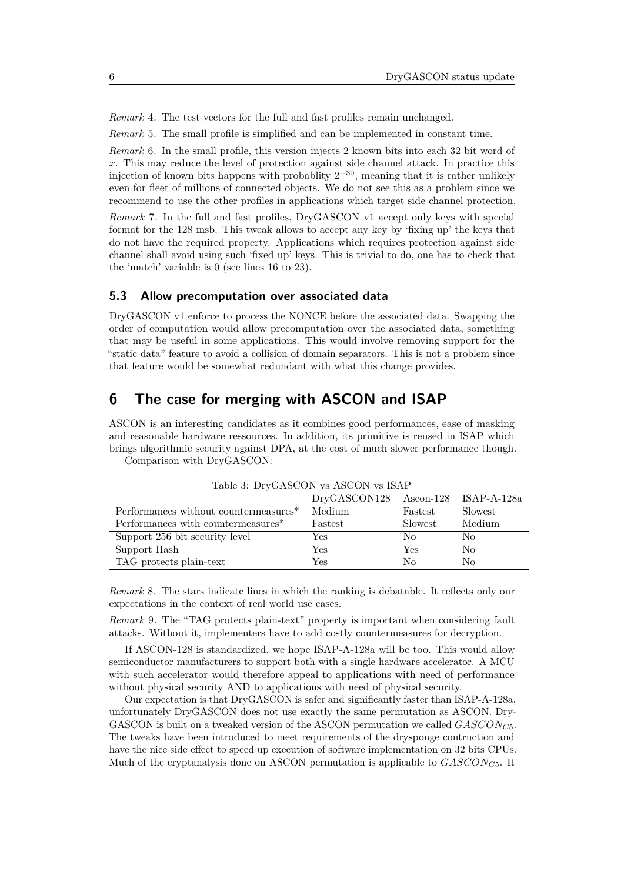*Remark* 4. The test vectors for the full and fast profiles remain unchanged.

*Remark* 5. The small profile is simplified and can be implemented in constant time.

*Remark* 6. In the small profile, this version injects 2 known bits into each 32 bit word of $x$. This may reduce the level of protection against side channel attack. In practice this injection of known bits happens with probablity $2^{-30}$, meaning that it is rather unlikely even for fleet of millions of connected objects. We do not see this as a problem since we recommend to use the other profiles in applications which target side channel protection.

*Remark* 7. In the full and fast profiles, DryGASCON v1 accept only keys with special format for the 128 msb. This tweak allows to accept any key by 'fixing up' the keys that do not have the required property. Applications which requires protection against side channel shall avoid using such 'fixed up' keys. This is trivial to do, one has to check that the 'match' variable is 0 (see lines 16 to 23).

### 5.3 Allow precomputation over associated data

DryGASCON v1 enforce to process the NONCE before the associated data. Swapping the order of computation would allow precomputation over the associated data, something that may be useful in some applications. This would involve removing support for the "static data" feature to avoid a collision of domain separators. This is not a problem since that feature would be somewhat redundant with what this change provides.

## 6 The case for merging with ASCON and ISAP

ASCON is an interesting candidates as it combines good performances, ease of masking and reasonable hardware ressources. In addition, its primitive is reused in ISAP which brings algorithmic security against DPA, at the cost of much slower performance though.

Comparison with DryGASCON:

Table 3: DryGASCON vs ASCON vs ISAP

| | DryGASCON128 | Ascon-128 | ISAP-A-128a |
|---|---|---|---|
| Performances without countermeasures* | Medium | Fastest | Slowest |
| Performances with countermeasures* | Fastest | Slowest | Medium |
| Support 256 bit security level | Yes | No | No |
| Support Hash | Yes | Yes | No |
| TAG protects plain-text | Yes | No | No |

*Remark* 8. The stars indicate lines in which the ranking is debatable. It reflects only our expectations in the context of real world use cases.

*Remark* 9. The "TAG protects plain-text" property is important when considering fault attacks. Without it, implementers have to add costly countermeasures for decryption.

If ASCON-128 is standardized, we hope ISAP-A-128a will be too. This would allow semiconductor manufacturers to support both with a single hardware accelerator. A MCU with such accelerator would therefore appeal to applications with need of performance without physical security AND to applications with need of physical security.

Our expectation is that DryGASCON is safer and significantly faster than ISAP-A-128a, unfortunately DryGASCON does not use exactly the same permutation as ASCON. DryGASCON is built on a tweaked version of the ASCON permutation we called $GASCON_{C5}$. The tweaks have been introduced to meet requirements of the drysponge contruction and have the nice side effect to speed up execution of software implementation on 32 bits CPUs. Much of the cryptanalysis done on ASCON permutation is applicable to $GASCON_{C5}$. It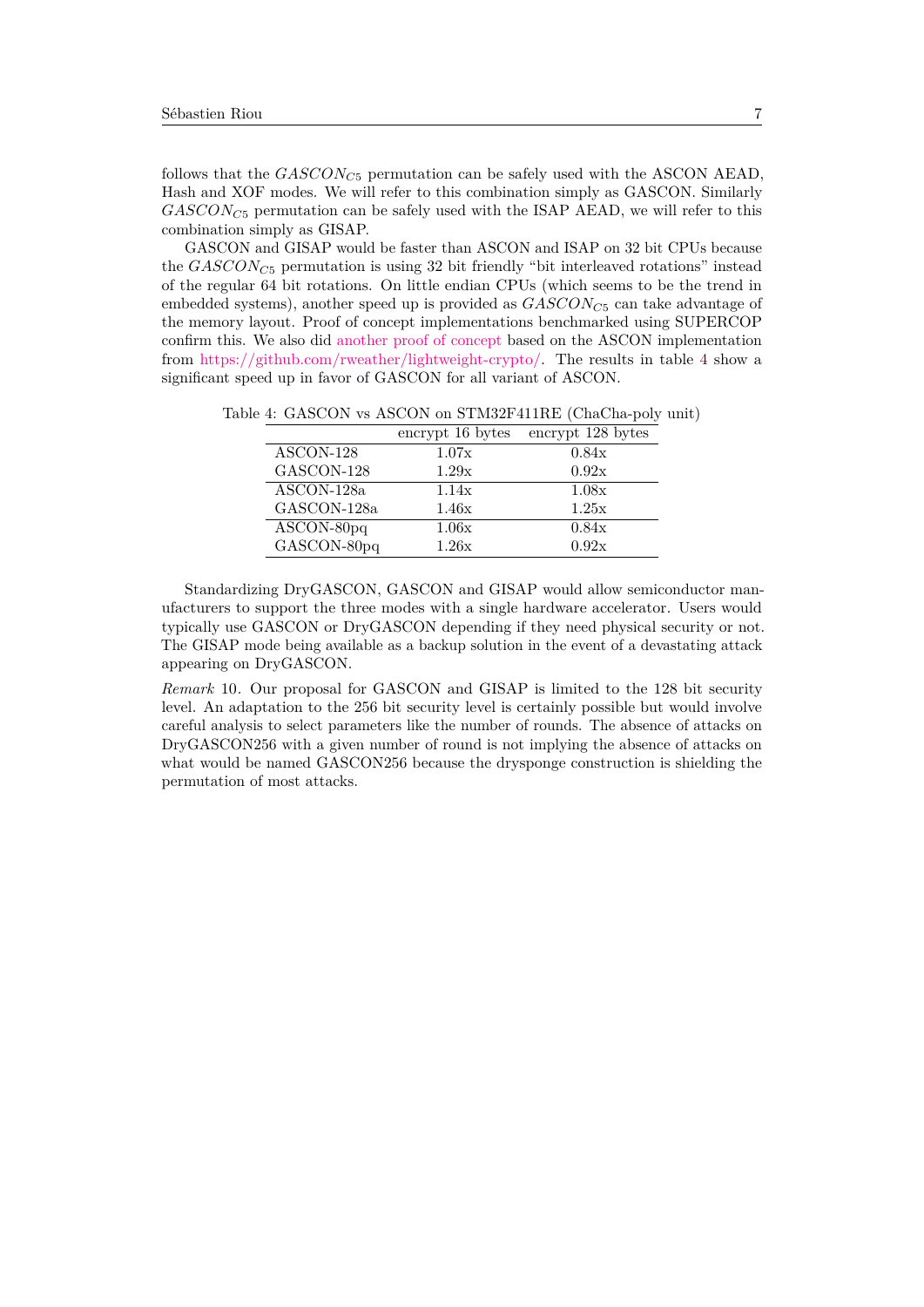follows that the $GASCON_{C5}$ permutation can be safely used with the ASCON AEAD, Hash and XOF modes. We will refer to this combination simply as GASCON. Similarly $GASCON_{C5}$ permutation can be safely used with the ISAP AEAD, we will refer to this combination simply as GISAP.

GASCON and GISAP would be faster than ASCON and ISAP on 32 bit CPUs because the $GASCON_{C5}$ permutation is using 32 bit friendly "bit interleaved rotations" instead of the regular 64 bit rotations. On little endian CPUs (which seems to be the trend in embedded systems), another speed up is provided as $GASCON_{C5}$ can take advantage of the memory layout. Proof of concept implementations benchmarked using SUPERCOP confirm this. We also did another proof of concept based on the ASCON implementation from https://github.com/rweather/lightweight-crypto/. The results in table 4 show a significant speed up in favor of GASCON for all variant of ASCON.

Table 4: GASCON vs ASCON on STM32F411RE (ChaCha-poly unit)

| | encrypt 16 bytes | encrypt 128 bytes |
|---|---|---|
| ASCON-128 | 1.07x | 0.84x |
| GASCON-128 | 1.29x | 0.92x |
| ASCON-128a | 1.14x | 1.08x |
| GASCON-128a | 1.46x | 1.25x |
| ASCON-80pq | 1.06x | 0.84x |
| GASCON-80pq | 1.26x | 0.92x |

Standardizing DryGASCON, GASCON and GISAP would allow semiconductor manufacturers to support the three modes with a single hardware accelerator. Users would typically use GASCON or DryGASCON depending if they need physical security or not. The GISAP mode being available as a backup solution in the event of a devastating attack appearing on DryGASCON.

*Remark* 10. Our proposal for GASCON and GISAP is limited to the 128 bit security level. An adaptation to the 256 bit security level is certainly possible but would involve careful analysis to select parameters like the number of rounds. The absence of attacks on DryGASCON256 with a given number of round is not implying the absence of attacks on what would be named GASCON256 because the drysponge construction is shielding the permutation of most attacks.